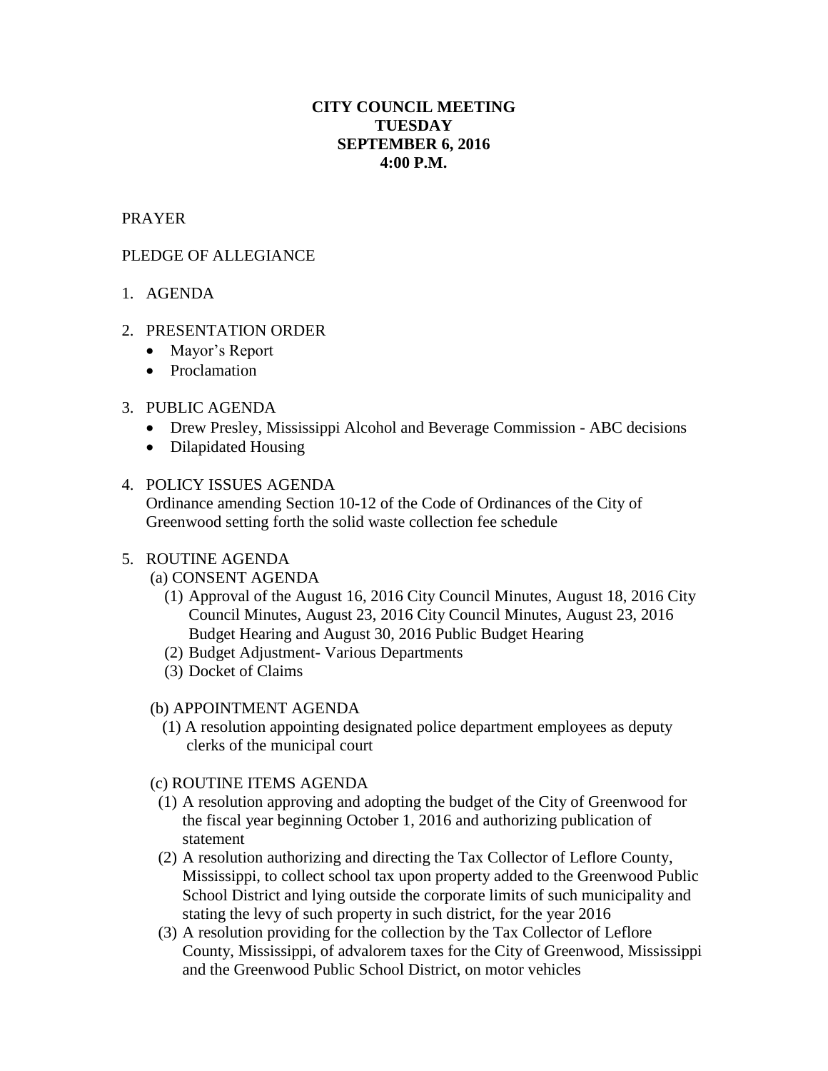# CITY COUNCIL MEETING
# TUESDAY
# SEPTEMBER 6, 2016
# 4:00 P.M.

PRAYER

PLEDGE OF ALLEGIANCE

1. AGENDA

2. PRESENTATION ORDER
   - Mayor's Report
   - Proclamation

3. PUBLIC AGENDA
   - Drew Presley, Mississippi Alcohol and Beverage Commission - ABC decisions
   - Dilapidated Housing

4. POLICY ISSUES AGENDA
   Ordinance amending Section 10-12 of the Code of Ordinances of the City of Greenwood setting forth the solid waste collection fee schedule

5. ROUTINE AGENDA

   (a) CONSENT AGENDA

   (1) Approval of the August 16, 2016 City Council Minutes, August 18, 2016 City Council Minutes, August 23, 2016 City Council Minutes, August 23, 2016 Budget Hearing and August 30, 2016 Public Budget Hearing

   (2) Budget Adjustment- Various Departments

   (3) Docket of Claims

   (b) APPOINTMENT AGENDA

   (1) A resolution appointing designated police department employees as deputy clerks of the municipal court

   (c) ROUTINE ITEMS AGENDA

   (1) A resolution approving and adopting the budget of the City of Greenwood for the fiscal year beginning October 1, 2016 and authorizing publication of statement

   (2) A resolution authorizing and directing the Tax Collector of Leflore County, Mississippi, to collect school tax upon property added to the Greenwood Public School District and lying outside the corporate limits of such municipality and stating the levy of such property in such district, for the year 2016

   (3) A resolution providing for the collection by the Tax Collector of Leflore County, Mississippi, of advalorem taxes for the City of Greenwood, Mississippi and the Greenwood Public School District, on motor vehicles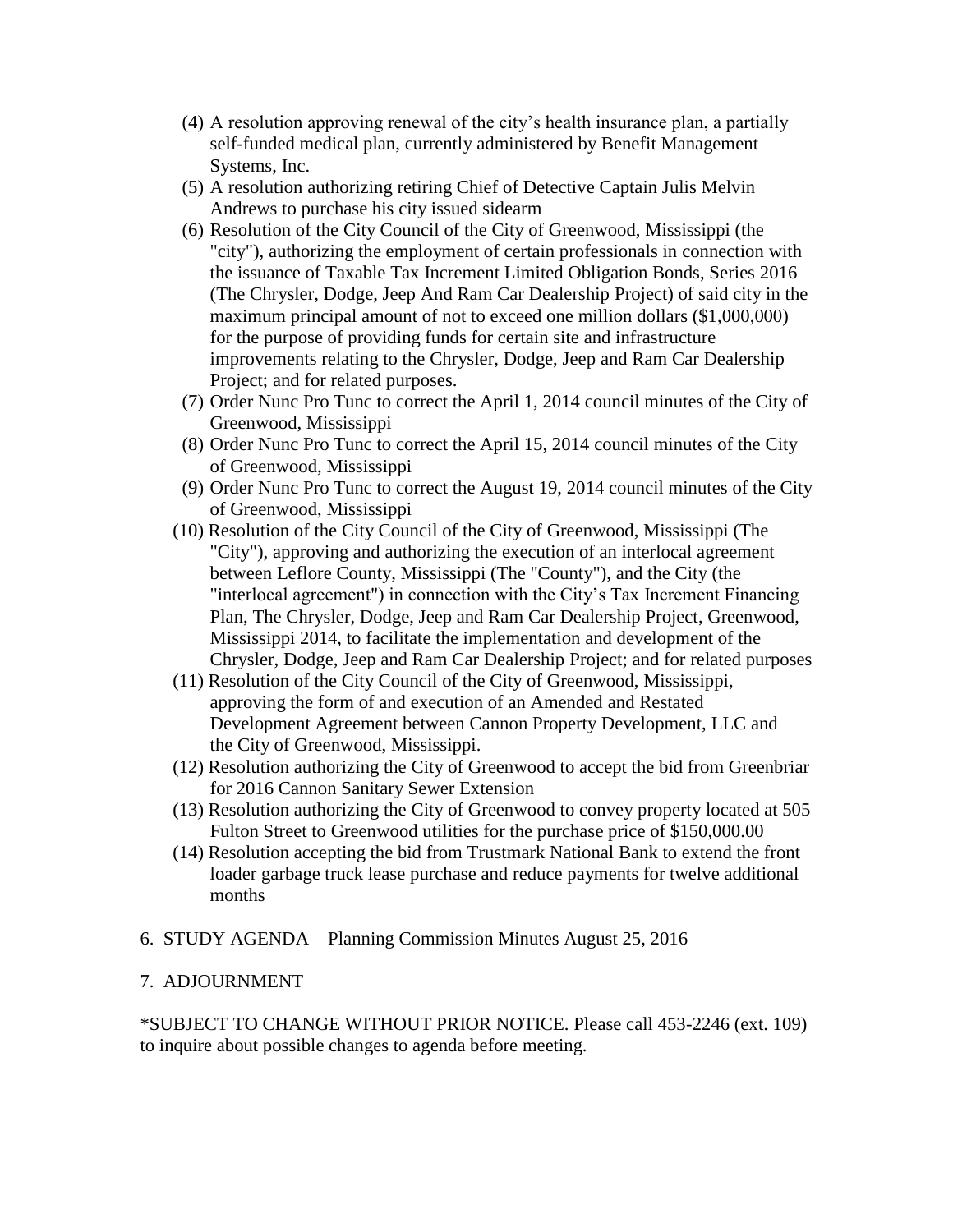(4) A resolution approving renewal of the city's health insurance plan, a partially self-funded medical plan, currently administered by Benefit Management Systems, Inc.

(5) A resolution authorizing retiring Chief of Detective Captain Julis Melvin Andrews to purchase his city issued sidearm

(6) Resolution of the City Council of the City of Greenwood, Mississippi (the "city"), authorizing the employment of certain professionals in connection with the issuance of Taxable Tax Increment Limited Obligation Bonds, Series 2016 (The Chrysler, Dodge, Jeep And Ram Car Dealership Project) of said city in the maximum principal amount of not to exceed one million dollars ($1,000,000) for the purpose of providing funds for certain site and infrastructure improvements relating to the Chrysler, Dodge, Jeep and Ram Car Dealership Project; and for related purposes.

(7) Order Nunc Pro Tunc to correct the April 1, 2014 council minutes of the City of Greenwood, Mississippi

(8) Order Nunc Pro Tunc to correct the April 15, 2014 council minutes of the City of Greenwood, Mississippi

(9) Order Nunc Pro Tunc to correct the August 19, 2014 council minutes of the City of Greenwood, Mississippi

(10) Resolution of the City Council of the City of Greenwood, Mississippi (The "City"), approving and authorizing the execution of an interlocal agreement between Leflore County, Mississippi (The "County"), and the City (the "interlocal agreement") in connection with the City's Tax Increment Financing Plan, The Chrysler, Dodge, Jeep and Ram Car Dealership Project, Greenwood, Mississippi 2014, to facilitate the implementation and development of the Chrysler, Dodge, Jeep and Ram Car Dealership Project; and for related purposes

(11) Resolution of the City Council of the City of Greenwood, Mississippi, approving the form of and execution of an Amended and Restated Development Agreement between Cannon Property Development, LLC and the City of Greenwood, Mississippi.

(12) Resolution authorizing the City of Greenwood to accept the bid from Greenbriar for 2016 Cannon Sanitary Sewer Extension

(13) Resolution authorizing the City of Greenwood to convey property located at 505 Fulton Street to Greenwood utilities for the purchase price of $150,000.00

(14) Resolution accepting the bid from Trustmark National Bank to extend the front loader garbage truck lease purchase and reduce payments for twelve additional months

6. STUDY AGENDA – Planning Commission Minutes August 25, 2016

7. ADJOURNMENT

*SUBJECT TO CHANGE WITHOUT PRIOR NOTICE. Please call 453-2246 (ext. 109) to inquire about possible changes to agenda before meeting.